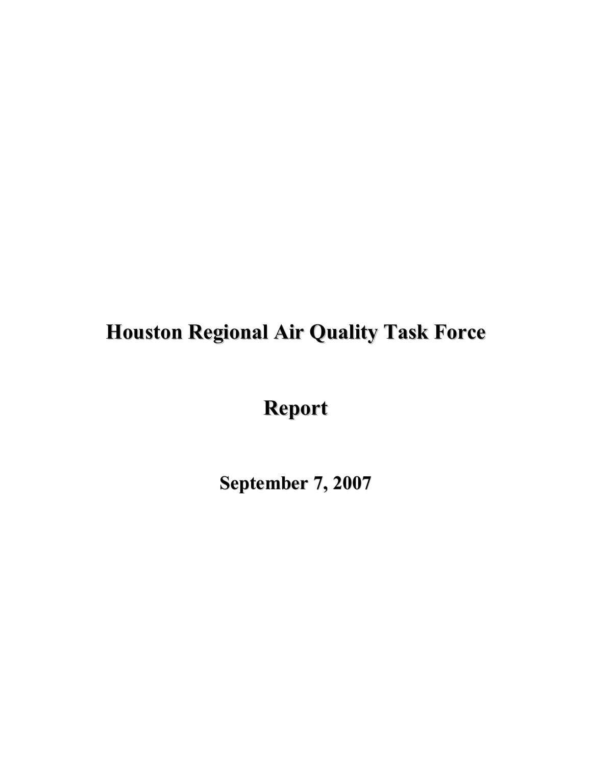# Houston Regional Air Quality Task Force

# Report

**September 7, 2007**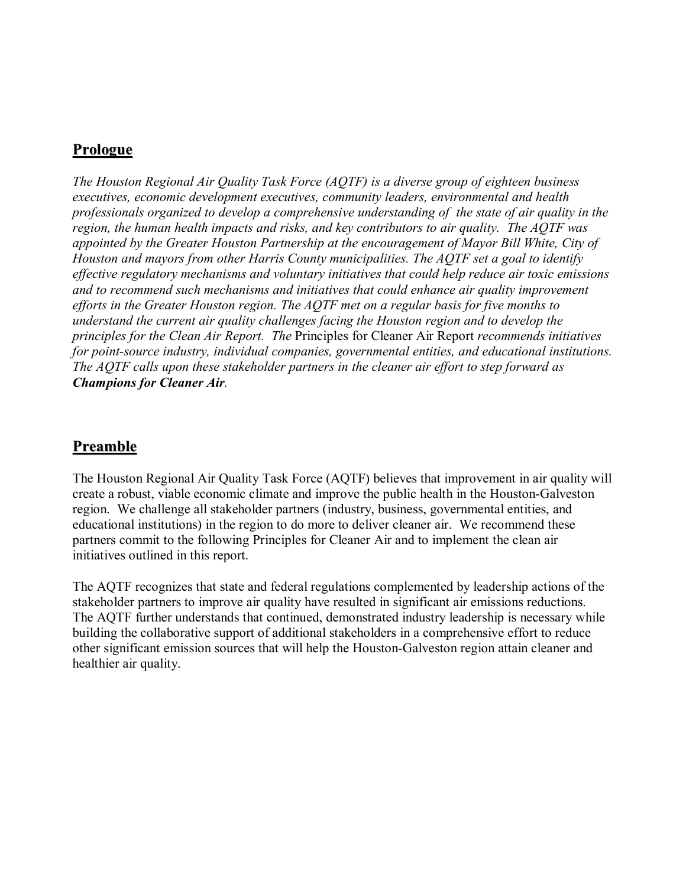## Prologue

*The Houston Regional Air Quality Task Force (AQTF) is a diverse group of eighteen business executives, economic development executives, community leaders, environmental and health professionals organized to develop a comprehensive understanding of the state of air quality in the region, the human health impacts and risks, and key contributors to air quality. The AQTF was appointed by the Greater Houston Partnership at the encouragement of Mayor Bill White, City of Houston and mayors from other Harris County municipalities. The AQTF set a goal to identify effective regulatory mechanisms and voluntary initiatives that could help reduce air toxic emissions and to recommend such mechanisms and initiatives that could enhance air quality improvement efforts in the Greater Houston region. The AQTF met on a regular basis for five months to understand the current air quality challenges facing the Houston region and to develop the principles for the Clean Air Report. The* Principles for Cleaner Air Report *recommends initiatives for point-source industry, individual companies, governmental entities, and educational institutions. The AQTF calls upon these stakeholder partners in the cleaner air effort to step forward as* ***Champions for Cleaner Air****.*

## Preamble

The Houston Regional Air Quality Task Force (AQTF) believes that improvement in air quality will create a robust, viable economic climate and improve the public health in the Houston-Galveston region. We challenge all stakeholder partners (industry, business, governmental entities, and educational institutions) in the region to do more to deliver cleaner air. We recommend these partners commit to the following Principles for Cleaner Air and to implement the clean air initiatives outlined in this report.

The AQTF recognizes that state and federal regulations complemented by leadership actions of the stakeholder partners to improve air quality have resulted in significant air emissions reductions. The AQTF further understands that continued, demonstrated industry leadership is necessary while building the collaborative support of additional stakeholders in a comprehensive effort to reduce other significant emission sources that will help the Houston-Galveston region attain cleaner and healthier air quality.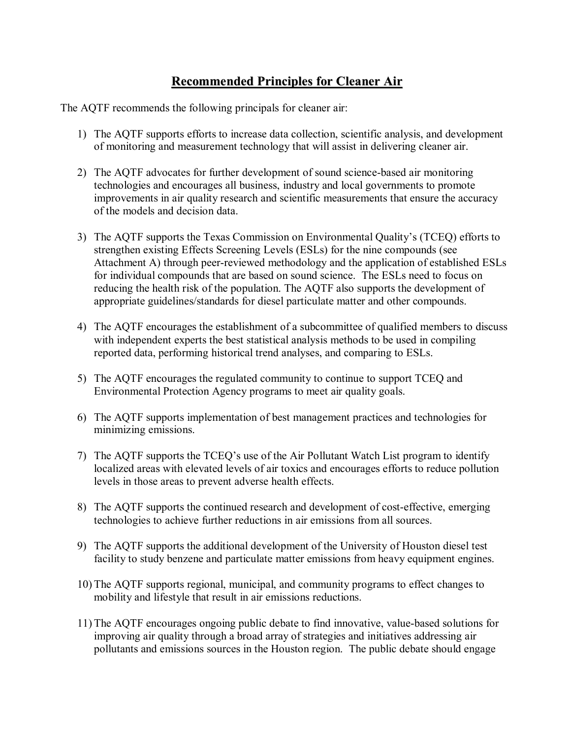## Recommended Principles for Cleaner Air

The AQTF recommends the following principals for cleaner air:

1) The AQTF supports efforts to increase data collection, scientific analysis, and development of monitoring and measurement technology that will assist in delivering cleaner air.

2) The AQTF advocates for further development of sound science-based air monitoring technologies and encourages all business, industry and local governments to promote improvements in air quality research and scientific measurements that ensure the accuracy of the models and decision data.

3) The AQTF supports the Texas Commission on Environmental Quality's (TCEQ) efforts to strengthen existing Effects Screening Levels (ESLs) for the nine compounds (see Attachment A) through peer-reviewed methodology and the application of established ESLs for individual compounds that are based on sound science. The ESLs need to focus on reducing the health risk of the population. The AQTF also supports the development of appropriate guidelines/standards for diesel particulate matter and other compounds.

4) The AQTF encourages the establishment of a subcommittee of qualified members to discuss with independent experts the best statistical analysis methods to be used in compiling reported data, performing historical trend analyses, and comparing to ESLs.

5) The AQTF encourages the regulated community to continue to support TCEQ and Environmental Protection Agency programs to meet air quality goals.

6) The AQTF supports implementation of best management practices and technologies for minimizing emissions.

7) The AQTF supports the TCEQ's use of the Air Pollutant Watch List program to identify localized areas with elevated levels of air toxics and encourages efforts to reduce pollution levels in those areas to prevent adverse health effects.

8) The AQTF supports the continued research and development of cost-effective, emerging technologies to achieve further reductions in air emissions from all sources.

9) The AQTF supports the additional development of the University of Houston diesel test facility to study benzene and particulate matter emissions from heavy equipment engines.

10) The AQTF supports regional, municipal, and community programs to effect changes to mobility and lifestyle that result in air emissions reductions.

11) The AQTF encourages ongoing public debate to find innovative, value-based solutions for improving air quality through a broad array of strategies and initiatives addressing air pollutants and emissions sources in the Houston region. The public debate should engage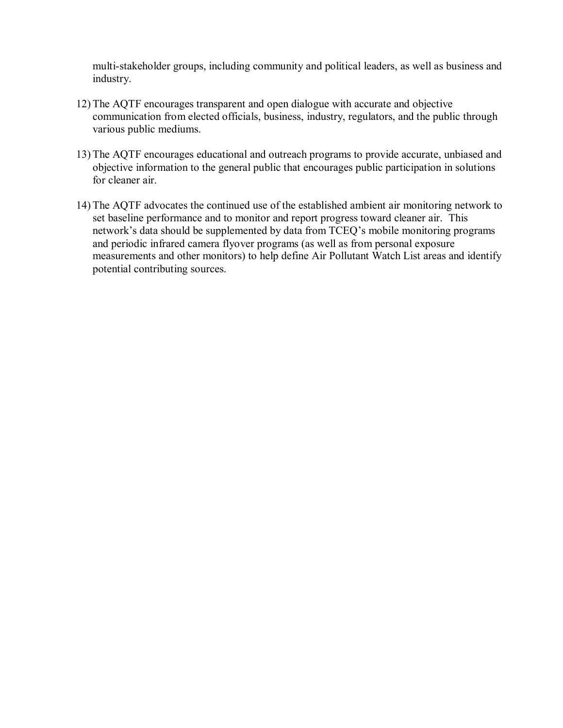multi-stakeholder groups, including community and political leaders, as well as business and industry.

12) The AQTF encourages transparent and open dialogue with accurate and objective communication from elected officials, business, industry, regulators, and the public through various public mediums.

13) The AQTF encourages educational and outreach programs to provide accurate, unbiased and objective information to the general public that encourages public participation in solutions for cleaner air.

14) The AQTF advocates the continued use of the established ambient air monitoring network to set baseline performance and to monitor and report progress toward cleaner air. This network's data should be supplemented by data from TCEQ's mobile monitoring programs and periodic infrared camera flyover programs (as well as from personal exposure measurements and other monitors) to help define Air Pollutant Watch List areas and identify potential contributing sources.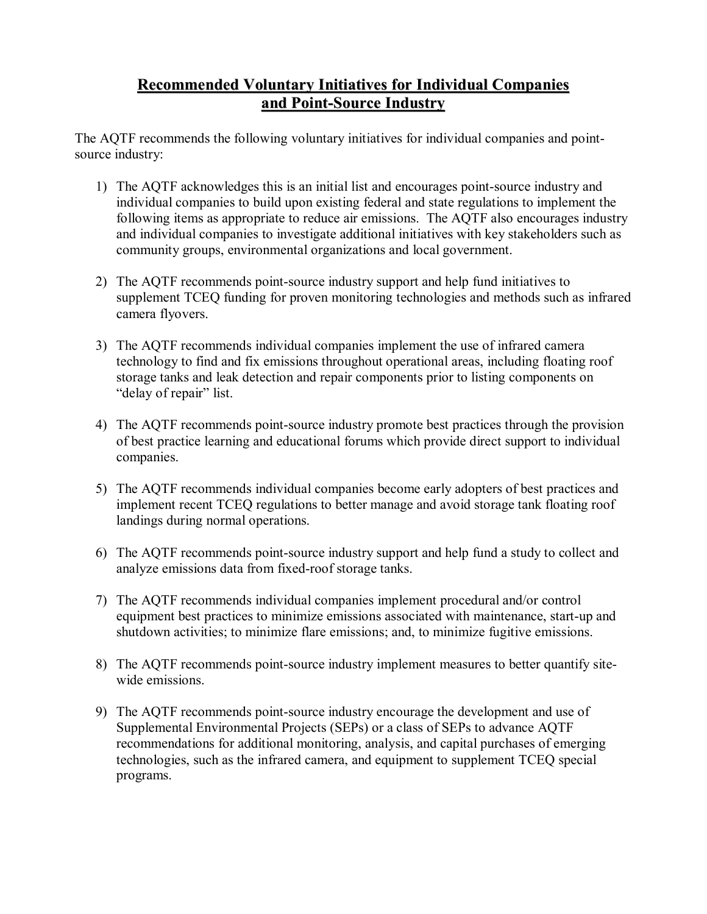## Recommended Voluntary Initiatives for Individual Companies and Point-Source Industry

The AQTF recommends the following voluntary initiatives for individual companies and point-source industry:

1) The AQTF acknowledges this is an initial list and encourages point-source industry and individual companies to build upon existing federal and state regulations to implement the following items as appropriate to reduce air emissions. The AQTF also encourages industry and individual companies to investigate additional initiatives with key stakeholders such as community groups, environmental organizations and local government.

2) The AQTF recommends point-source industry support and help fund initiatives to supplement TCEQ funding for proven monitoring technologies and methods such as infrared camera flyovers.

3) The AQTF recommends individual companies implement the use of infrared camera technology to find and fix emissions throughout operational areas, including floating roof storage tanks and leak detection and repair components prior to listing components on "delay of repair" list.

4) The AQTF recommends point-source industry promote best practices through the provision of best practice learning and educational forums which provide direct support to individual companies.

5) The AQTF recommends individual companies become early adopters of best practices and implement recent TCEQ regulations to better manage and avoid storage tank floating roof landings during normal operations.

6) The AQTF recommends point-source industry support and help fund a study to collect and analyze emissions data from fixed-roof storage tanks.

7) The AQTF recommends individual companies implement procedural and/or control equipment best practices to minimize emissions associated with maintenance, start-up and shutdown activities; to minimize flare emissions; and, to minimize fugitive emissions.

8) The AQTF recommends point-source industry implement measures to better quantify site-wide emissions.

9) The AQTF recommends point-source industry encourage the development and use of Supplemental Environmental Projects (SEPs) or a class of SEPs to advance AQTF recommendations for additional monitoring, analysis, and capital purchases of emerging technologies, such as the infrared camera, and equipment to supplement TCEQ special programs.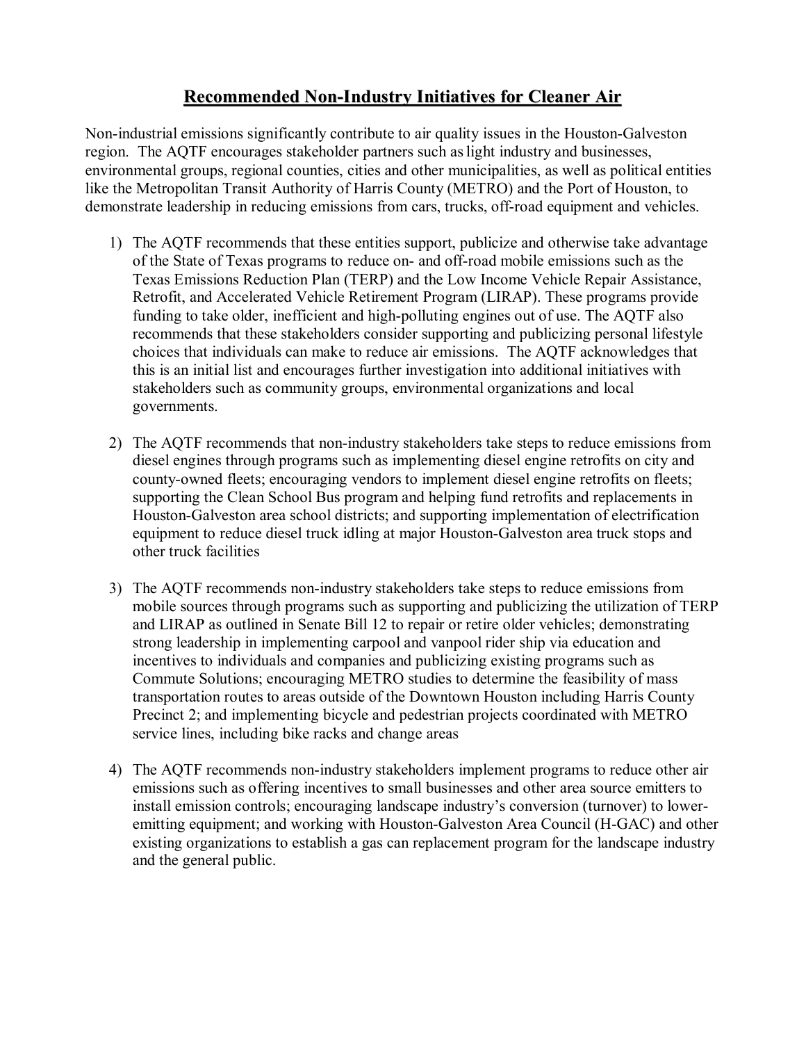# Recommended Non-Industry Initiatives for Cleaner Air

Non-industrial emissions significantly contribute to air quality issues in the Houston-Galveston region. The AQTF encourages stakeholder partners such as light industry and businesses, environmental groups, regional counties, cities and other municipalities, as well as political entities like the Metropolitan Transit Authority of Harris County (METRO) and the Port of Houston, to demonstrate leadership in reducing emissions from cars, trucks, off-road equipment and vehicles.

1) The AQTF recommends that these entities support, publicize and otherwise take advantage of the State of Texas programs to reduce on- and off-road mobile emissions such as the Texas Emissions Reduction Plan (TERP) and the Low Income Vehicle Repair Assistance, Retrofit, and Accelerated Vehicle Retirement Program (LIRAP). These programs provide funding to take older, inefficient and high-polluting engines out of use. The AQTF also recommends that these stakeholders consider supporting and publicizing personal lifestyle choices that individuals can make to reduce air emissions. The AQTF acknowledges that this is an initial list and encourages further investigation into additional initiatives with stakeholders such as community groups, environmental organizations and local governments.

2) The AQTF recommends that non-industry stakeholders take steps to reduce emissions from diesel engines through programs such as implementing diesel engine retrofits on city and county-owned fleets; encouraging vendors to implement diesel engine retrofits on fleets; supporting the Clean School Bus program and helping fund retrofits and replacements in Houston-Galveston area school districts; and supporting implementation of electrification equipment to reduce diesel truck idling at major Houston-Galveston area truck stops and other truck facilities

3) The AQTF recommends non-industry stakeholders take steps to reduce emissions from mobile sources through programs such as supporting and publicizing the utilization of TERP and LIRAP as outlined in Senate Bill 12 to repair or retire older vehicles; demonstrating strong leadership in implementing carpool and vanpool rider ship via education and incentives to individuals and companies and publicizing existing programs such as Commute Solutions; encouraging METRO studies to determine the feasibility of mass transportation routes to areas outside of the Downtown Houston including Harris County Precinct 2; and implementing bicycle and pedestrian projects coordinated with METRO service lines, including bike racks and change areas

4) The AQTF recommends non-industry stakeholders implement programs to reduce other air emissions such as offering incentives to small businesses and other area source emitters to install emission controls; encouraging landscape industry's conversion (turnover) to lower-emitting equipment; and working with Houston-Galveston Area Council (H-GAC) and other existing organizations to establish a gas can replacement program for the landscape industry and the general public.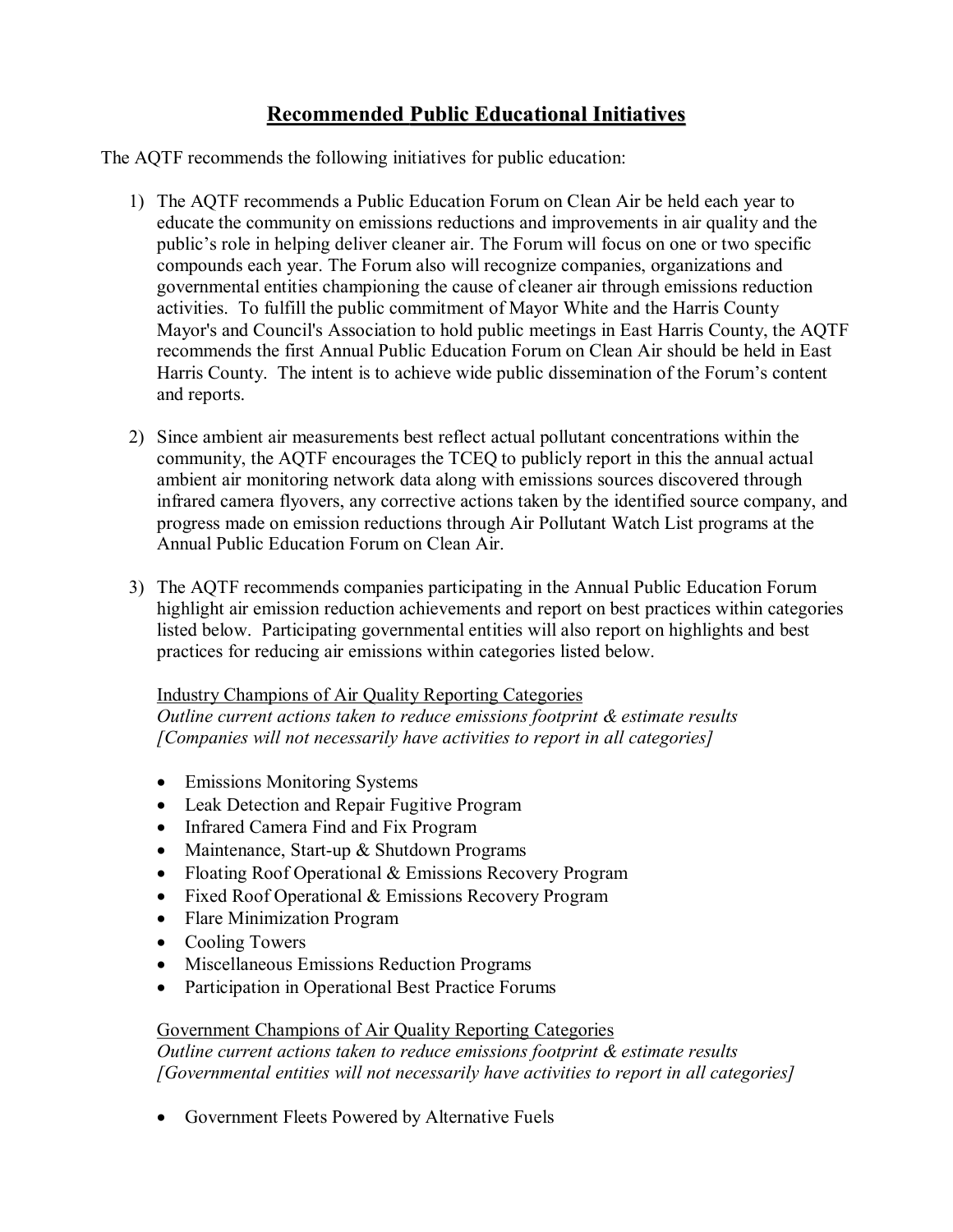## Recommended Public Educational Initiatives

The AQTF recommends the following initiatives for public education:

1) The AQTF recommends a Public Education Forum on Clean Air be held each year to educate the community on emissions reductions and improvements in air quality and the public's role in helping deliver cleaner air. The Forum will focus on one or two specific compounds each year. The Forum also will recognize companies, organizations and governmental entities championing the cause of cleaner air through emissions reduction activities. To fulfill the public commitment of Mayor White and the Harris County Mayor's and Council's Association to hold public meetings in East Harris County, the AQTF recommends the first Annual Public Education Forum on Clean Air should be held in East Harris County. The intent is to achieve wide public dissemination of the Forum's content and reports.

2) Since ambient air measurements best reflect actual pollutant concentrations within the community, the AQTF encourages the TCEQ to publicly report in this the annual actual ambient air monitoring network data along with emissions sources discovered through infrared camera flyovers, any corrective actions taken by the identified source company, and progress made on emission reductions through Air Pollutant Watch List programs at the Annual Public Education Forum on Clean Air.

3) The AQTF recommends companies participating in the Annual Public Education Forum highlight air emission reduction achievements and report on best practices within categories listed below. Participating governmental entities will also report on highlights and best practices for reducing air emissions within categories listed below.

   Industry Champions of Air Quality Reporting Categories
   *Outline current actions taken to reduce emissions footprint & estimate results [Companies will not necessarily have activities to report in all categories]*

   - Emissions Monitoring Systems
   - Leak Detection and Repair Fugitive Program
   - Infrared Camera Find and Fix Program
   - Maintenance, Start-up & Shutdown Programs
   - Floating Roof Operational & Emissions Recovery Program
   - Fixed Roof Operational & Emissions Recovery Program
   - Flare Minimization Program
   - Cooling Towers
   - Miscellaneous Emissions Reduction Programs
   - Participation in Operational Best Practice Forums

   Government Champions of Air Quality Reporting Categories
   *Outline current actions taken to reduce emissions footprint & estimate results [Governmental entities will not necessarily have activities to report in all categories]*

   - Government Fleets Powered by Alternative Fuels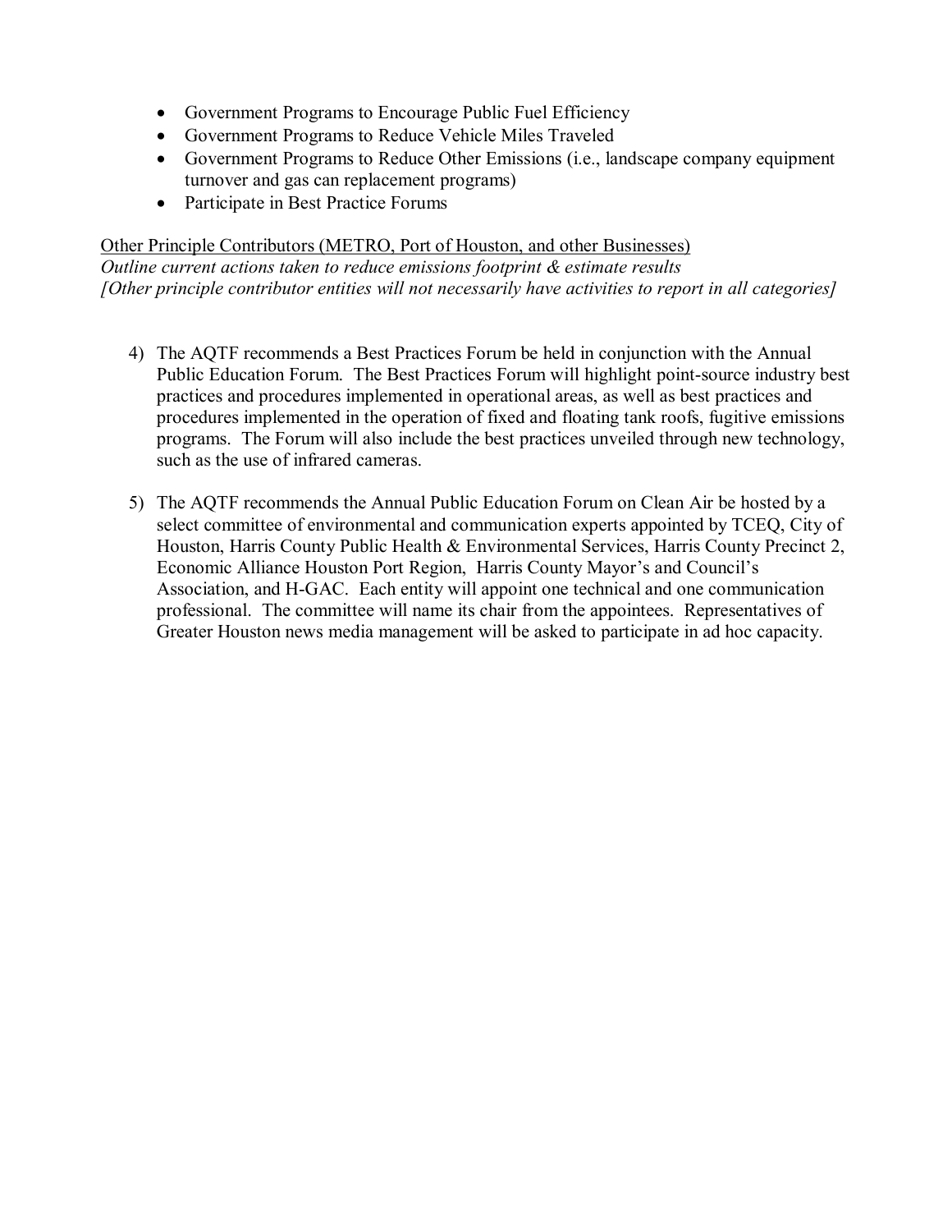- Government Programs to Encourage Public Fuel Efficiency
- Government Programs to Reduce Vehicle Miles Traveled
- Government Programs to Reduce Other Emissions (i.e., landscape company equipment turnover and gas can replacement programs)
- Participate in Best Practice Forums

<u>Other Principle Contributors (METRO, Port of Houston, and other Businesses)</u>
*Outline current actions taken to reduce emissions footprint & estimate results*
*[Other principle contributor entities will not necessarily have activities to report in all categories]*

4) The AQTF recommends a Best Practices Forum be held in conjunction with the Annual Public Education Forum. The Best Practices Forum will highlight point-source industry best practices and procedures implemented in operational areas, as well as best practices and procedures implemented in the operation of fixed and floating tank roofs, fugitive emissions programs. The Forum will also include the best practices unveiled through new technology, such as the use of infrared cameras.

5) The AQTF recommends the Annual Public Education Forum on Clean Air be hosted by a select committee of environmental and communication experts appointed by TCEQ, City of Houston, Harris County Public Health & Environmental Services, Harris County Precinct 2, Economic Alliance Houston Port Region, Harris County Mayor's and Council's Association, and H-GAC. Each entity will appoint one technical and one communication professional. The committee will name its chair from the appointees. Representatives of Greater Houston news media management will be asked to participate in ad hoc capacity.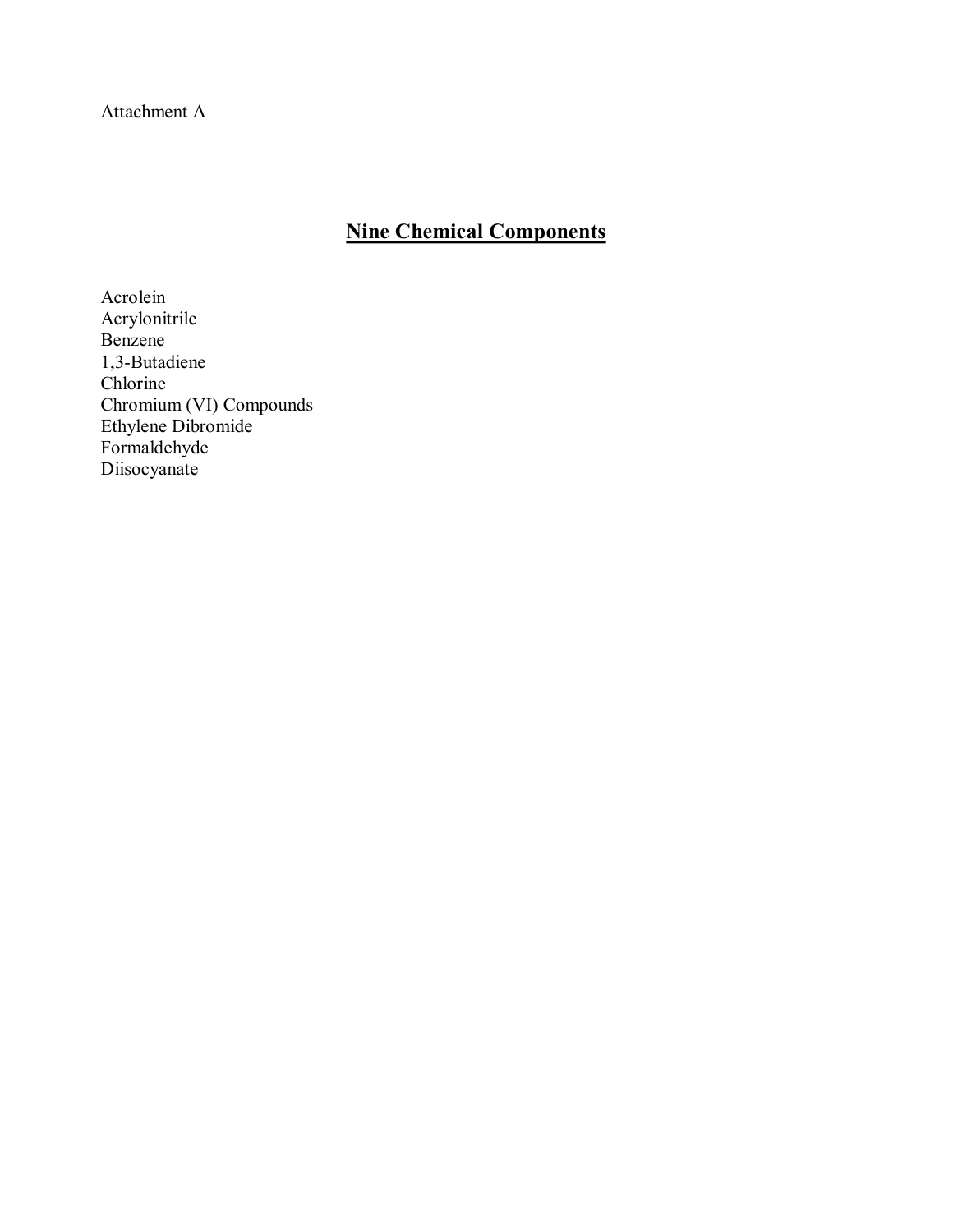Attachment A

## **Nine Chemical Components**

Acrolein
Acrylonitrile
Benzene
1,3-Butadiene
Chlorine
Chromium (VI) Compounds
Ethylene Dibromide
Formaldehyde
Diisocyanate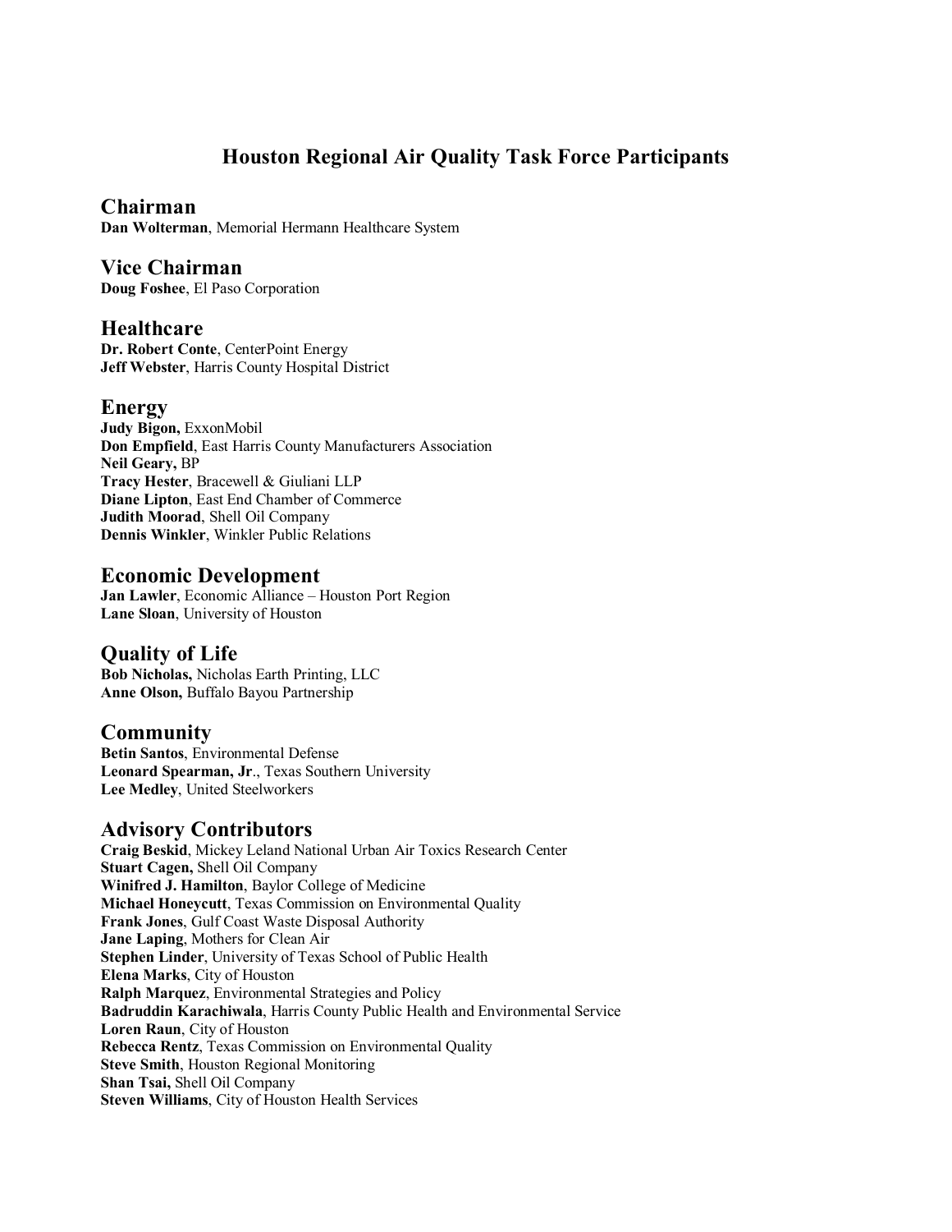# Houston Regional Air Quality Task Force Participants

## Chairman

**Dan Wolterman**, Memorial Hermann Healthcare System

## Vice Chairman

**Doug Foshee**, El Paso Corporation

## Healthcare

**Dr. Robert Conte**, CenterPoint Energy
**Jeff Webster**, Harris County Hospital District

## Energy

**Judy Bigon,** ExxonMobil
**Don Empfield**, East Harris County Manufacturers Association
**Neil Geary,** BP
**Tracy Hester**, Bracewell & Giuliani LLP
**Diane Lipton**, East End Chamber of Commerce
**Judith Moorad**, Shell Oil Company
**Dennis Winkler**, Winkler Public Relations

## Economic Development

**Jan Lawler**, Economic Alliance – Houston Port Region
**Lane Sloan**, University of Houston

## Quality of Life

**Bob Nicholas,** Nicholas Earth Printing, LLC
**Anne Olson,** Buffalo Bayou Partnership

## Community

**Betin Santos**, Environmental Defense
**Leonard Spearman, Jr**., Texas Southern University
**Lee Medley**, United Steelworkers

## Advisory Contributors

**Craig Beskid**, Mickey Leland National Urban Air Toxics Research Center
**Stuart Cagen,** Shell Oil Company
**Winifred J. Hamilton**, Baylor College of Medicine
**Michael Honeycutt**, Texas Commission on Environmental Quality
**Frank Jones**, Gulf Coast Waste Disposal Authority
**Jane Laping**, Mothers for Clean Air
**Stephen Linder**, University of Texas School of Public Health
**Elena Marks**, City of Houston
**Ralph Marquez**, Environmental Strategies and Policy
**Badruddin Karachiwala**, Harris County Public Health and Environmental Service
**Loren Raun**, City of Houston
**Rebecca Rentz**, Texas Commission on Environmental Quality
**Steve Smith**, Houston Regional Monitoring
**Shan Tsai,** Shell Oil Company
**Steven Williams**, City of Houston Health Services